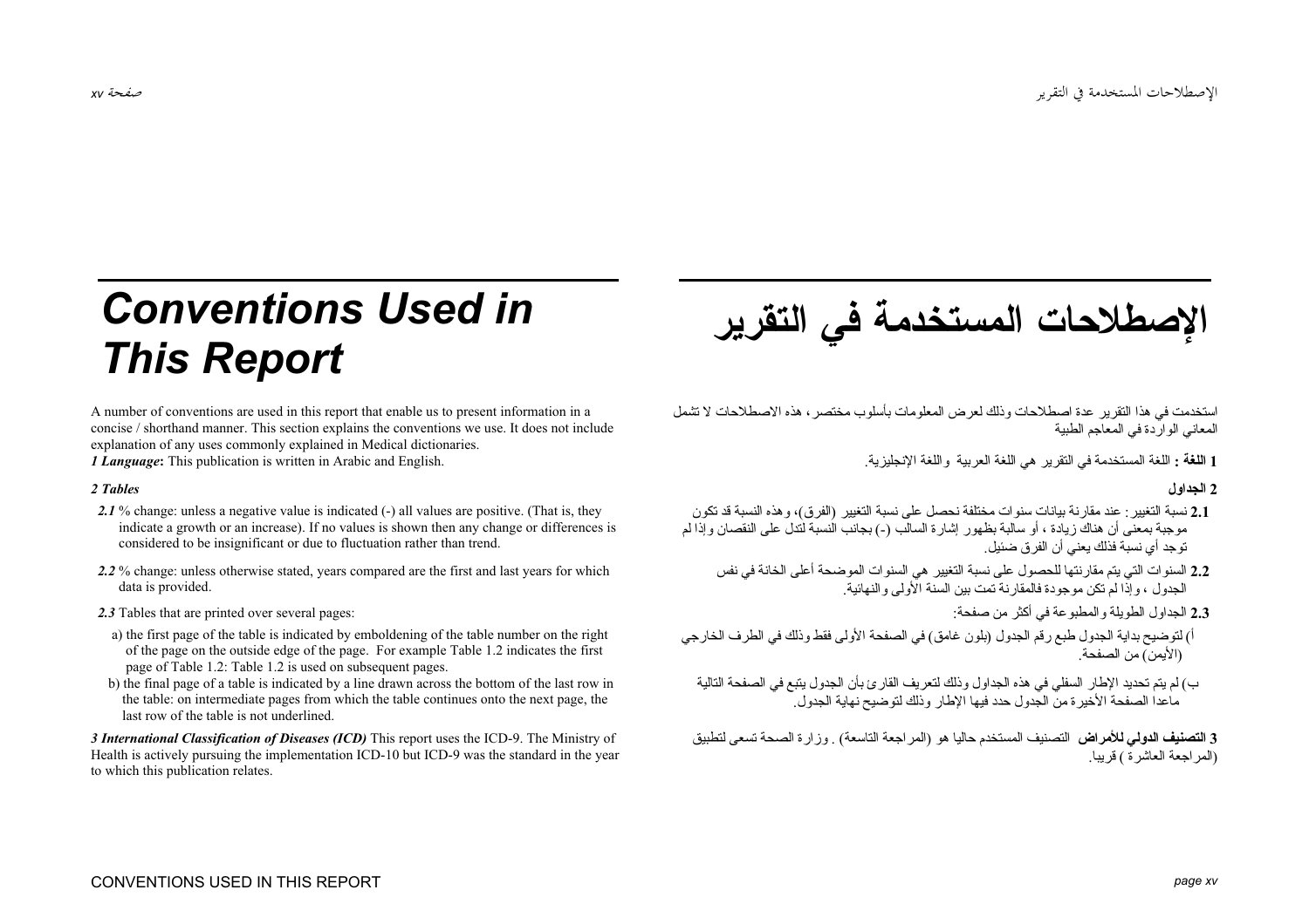# Conventions Used in This Report

A number of conventions are used in this report that enable us to present information in a concise / shorthand manner. This section explains the conventions we use. It does not include explanation of any uses commonly explained in Medical dictionaries.

***1 Language*:** This publication is written in Arabic and English.

***2 Tables***

***2.1*** % change: unless a negative value is indicated (-) all values are positive. (That is, they indicate a growth or an increase). If no values is shown then any change or differences is considered to be insignificant or due to fluctuation rather than trend.

***2.2*** % change: unless otherwise stated, years compared are the first and last years for which data is provided.

***2.3*** Tables that are printed over several pages:

a) the first page of the table is indicated by emboldening of the table number on the right of the page on the outside edge of the page. For example Table 1.2 indicates the first page of Table 1.2: Table 1.2 is used on subsequent pages.

b) the final page of a table is indicated by a line drawn across the bottom of the last row in the table: on intermediate pages from which the table continues onto the next page, the last row of the table is not underlined.

***3 International Classification of Diseases (ICD)*** This report uses the ICD-9. The Ministry of Health is actively pursuing the implementation ICD-10 but ICD-9 was the standard in the year to which this publication relates.

# الإصطلاحات المستخدمة في التقرير

استخدمت في هذا التقرير عدة اصطلاحات وذلك لعرض المعلومات بأسلوب مختصر، هذه الاصطلاحات لا تشمل المعاني الواردة في المعاجم الطبية

**1 اللغة :** اللغة المستخدمة في التقرير هي اللغة العربية واللغة الإنجليزية.

**2 الجداول**

**2.1** نسبة التغيير: عند مقارنة بيانات سنوات مختلفة نحصل على نسبة التغيير (الفرق)، وهذه النسبة قد تكون موجبة بمعنى أن هناك زيادة ، أو سالبة بظهور إشارة السالب (-) بجانب النسبة لتدل على النقصان وإذا لم توجد أي نسبة فذلك يعني أن الفرق ضئيل.

**2.2** السنوات التي يتم مقارنتها للحصول على نسبة التغيير هي السنوات الموضحة أعلى الخانة في نفس الجدول ، وإذا لم تكن موجودة فالمقارنة تمت بين السنة الأولى والنهائية.

**2.3** الجداول الطويلة والمطبوعة في أكثر من صفحة:

أ) لتوضيح بداية الجدول طبع رقم الجدول (بلون غامق) في الصفحة الأولى فقط وذلك في الطرف الخارجي (الأيمن) من الصفحة.

ب) لم يتم تحديد الإطار السفلي في هذه الجداول وذلك لتعريف القارئ بأن الجدول يتبع في الصفحة التالية ماعدا الصفحة الأخيرة من الجدول حدد فيها الإطار وذلك لتوضيح نهاية الجدول.

**3 التصنيف الدولي للأمراض** التصنيف المستخدم حاليا هو (المراجعة التاسعة) . وزارة الصحة تسعى لتطبيق (المراجعة العاشرة ) قريبا.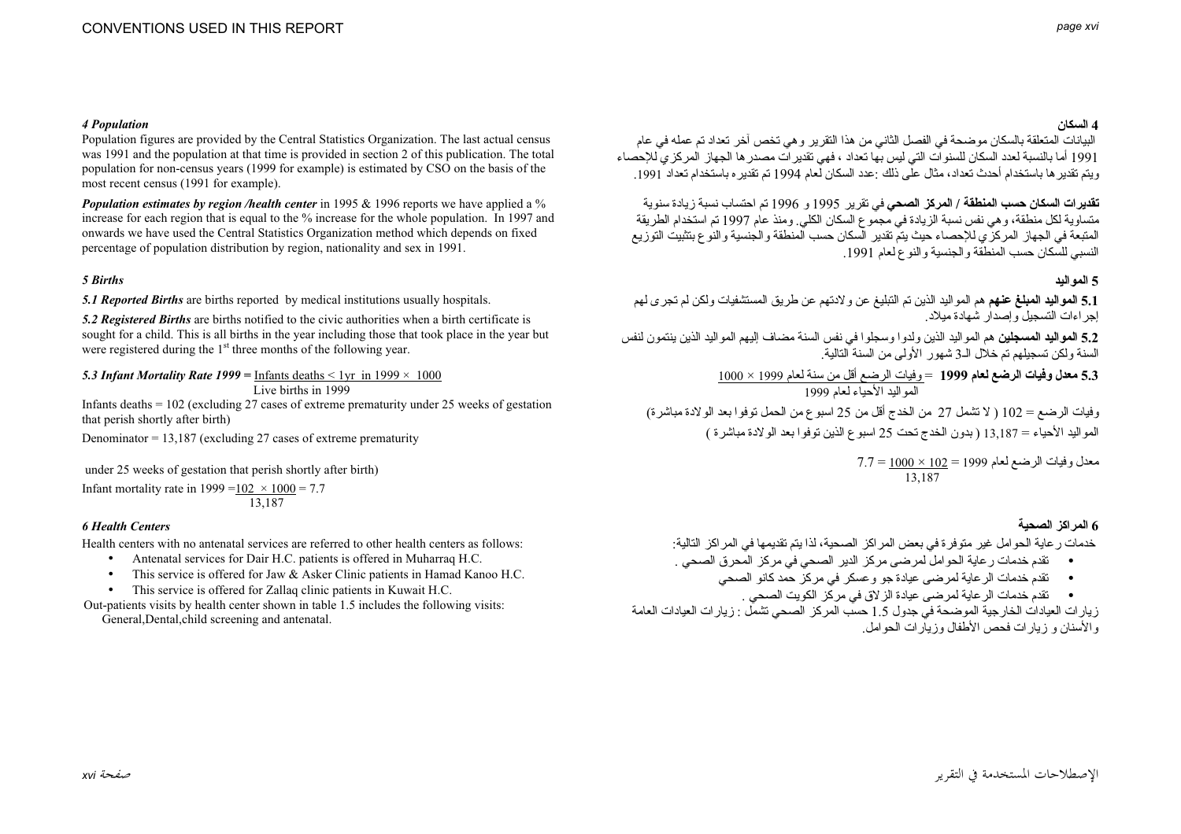### 4 Population

Population figures are provided by the Central Statistics Organization. The last actual census was 1991 and the population at that time is provided in section 2 of this publication. The total population for non-census years (1999 for example) is estimated by CSO on the basis of the most recent census (1991 for example).

***Population estimates by region /health center*** in 1995 & 1996 reports we have applied a % increase for each region that is equal to the % increase for the whole population. In 1997 and onwards we have used the Central Statistics Organization method which depends on fixed percentage of population distribution by region, nationality and sex in 1991.

### 5 Births

***5.1 Reported Births*** are births reported by medical institutions usually hospitals.

***5.2 Registered Births*** are births notified to the civic authorities when a birth certificate is sought for a child. This is all births in the year including those that took place in the year but were registered during the 1st three months of the following year.

***5.3 Infant Mortality Rate 1999*** $= \frac{\text{Infants deaths} < 1\text{yr in } 1999 \times 1000}{\text{Live births in } 1999}$

Infants deaths = 102 (excluding 27 cases of extreme prematurity under 25 weeks of gestation that perish shortly after birth)

Denominator = 13,187 (excluding 27 cases of extreme prematurity

under 25 weeks of gestation that perish shortly after birth)

Infant mortality rate in 1999 $= \frac{102 \times 1000}{13,187} = 7.7$

### 6 Health Centers

Health centers with no antenatal services are referred to other health centers as follows:

- Antenatal services for Dair H.C. patients is offered in Muharraq H.C.
- This service is offered for Jaw & Asker Clinic patients in Hamad Kanoo H.C.
- This service is offered for Zallaq clinic patients in Kuwait H.C.

Out-patients visits by health center shown in table 1.5 includes the following visits: General,Dental,child screening and antenatal.

### 4 السكان

البيانات المتعلقة بالسكان موضحة في الفصل الثاني من هذا التقرير وهي تخص آخر تعداد تم عمله في عام 1991 أما بالنسبة لعدد السكان للسنوات التي ليس بها تعداد ، فهي تقديرات مصدرها الجهاز المركزي للإحصاء ويتم تقديرها باستخدام أحدث تعداد، مثال على ذلك :عدد السكان لعام 1994 تم تقديره باستخدام تعداد 1991.

**تقديرات السكان حسب المنطقة / المركز الصحي** في تقرير 1995 و 1996 تم احتساب نسبة زيادة سنوية متساوية لكل منطقة، وهي نفس نسبة الزيادة في مجموع السكان الكلي. ومنذ عام 1997 تم استخدام الطريقة المتبعة في الجهاز المركزي للإحصاء حيث يتم تقدير السكان حسب المنطقة والجنسية والنوع بتثبيت التوزيع النسبي للسكان حسب المنطقة والجنسية والنوع لعام 1991.

### 5 المواليد

**5.1 المواليد المبلغ عنهم** هم المواليد الذين تم التبليغ عن ولادتهم عن طريق المستشفيات ولكن لم تجرى لهم إجراءات التسجيل وإصدار شهادة ميلاد.

**5.2 المواليد المسجلين** هم المواليد الذين ولدوا وسجلوا في نفس السنة مضاف إليهم المواليد الذين ينتمون لنفس السنة ولكن تسجيلهم تم خلال الـ3 شهور الأولى من السنة التالية.

**5.3 معدل وفيات الرضع لعام 1999** = وفيات الرضع أقل من سنة لعام 1999 × 1000 / المواليد الأحياء لعام 1999

وفيات الرضع = 102 ( لا تشمل 27 من الخدج أقل من 25 اسبوع من الحمل توفوا بعد الولادة مباشرة)

المواليد الأحياء = 13,187 ( بدون الخدج تحت 25 اسبوع الذين توفوا بعد الولادة مباشرة )

معدل وفيات الرضع لعام 1999 = $\frac{102 \times 1000}{13,187} = 7.7$

### 6 المراكز الصحية

خدمات رعاية الحوامل غير متوفرة في بعض المراكز الصحية، لذا يتم تقديمها في المراكز التالية:

- تقدم خدمات رعاية الحوامل لمرضى مركز الدير الصحي في مركز المحرق الصحي .
- تقدم خدمات الرعاية لمرضى عيادة جو وعسكر في مركز حمد كانو الصحي
- تقدم خدمات الرعاية لمرضى عيادة الزلاق في مركز الكويت الصحي .

زيارات العيادات الخارجية الموضحة في جدول 1.5 حسب المركز الصحي تشمل : زيارات العيادات العامة والأسنان و زيارات فحص الأطفال وزيارات الحوامل.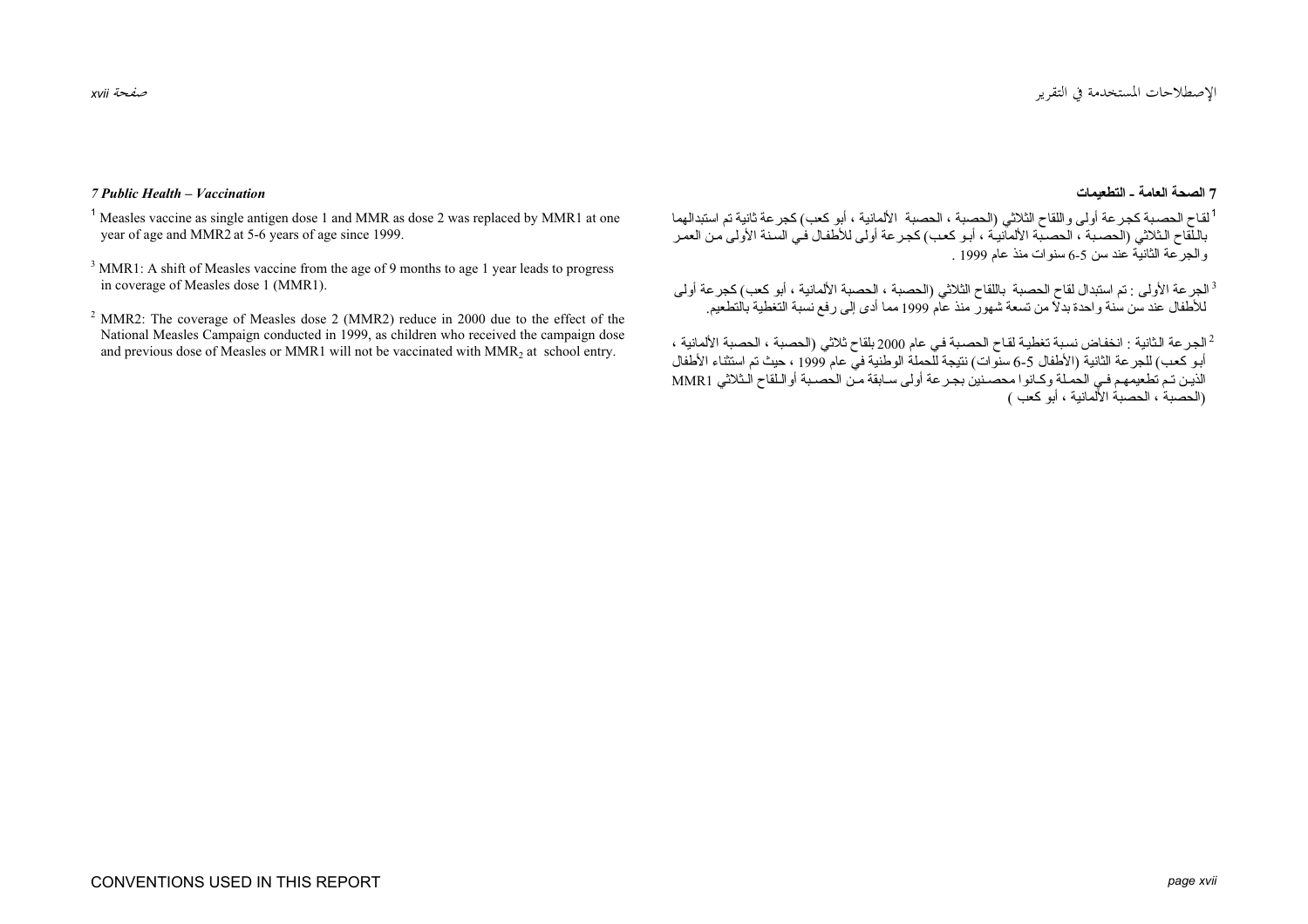### *7 Public Health – Vaccination*

[1] Measles vaccine as single antigen dose 1 and MMR as dose 2 was replaced by MMR1 at one year of age and MMR2 at 5-6 years of age since 1999.

[3] MMR1: A shift of Measles vaccine from the age of 9 months to age 1 year leads to progress in coverage of Measles dose 1 (MMR1).

[2] MMR2: The coverage of Measles dose 2 (MMR2) reduce in 2000 due to the effect of the National Measles Campaign conducted in 1999, as children who received the campaign dose and previous dose of Measles or MMR1 will not be vaccinated with $MMR_2$ at school entry.

### 7 الصحة العامة ـ التطعيمات

[1] لقاح الحصبة كجرعة أولى واللقاح الثلاثي (الحصبة ، الحصبة الألمانية ، أبو كعب) كجرعة ثانية تم استبدالهما باللقاح الثلاثي (الحصبة ، الحصبة الألمانية ، أبو كعب) كجرعة أولى للأطفال في السنة الأولى من العمر والجرعة الثانية عند سن 5-6 سنوات منذ عام 1999 .

[3] الجرعة الأولى : تم استبدال لقاح الحصبة باللقاح الثلاثي (الحصبة ، الحصبة الألمانية ، أبو كعب) كجرعة أولى للأطفال عند سن سنة واحدة بدلاً من تسعة شهور منذ عام 1999 مما أدى إلى رفع نسبة التغطية بالتطعيم.

[2] الجرعة الثانية : انخفاض نسبة تغطية لقاح الحصبة في عام 2000 بلقاح ثلاثي (الحصبة ، الحصبة الألمانية ، أبو كعب) للجرعة الثانية (الأطفال 5-6 سنوات) نتيجة للحملة الوطنية في عام 1999 ، حيث تم استثناء الأطفال الذين تم تطعيمهم في الحملة وكانوا محصنين بجرعة أولى سابقة من الحصبة أواللقاح الثلاثي MMR1 (الحصبة ، الحصبة الألمانية ، أبو كعب )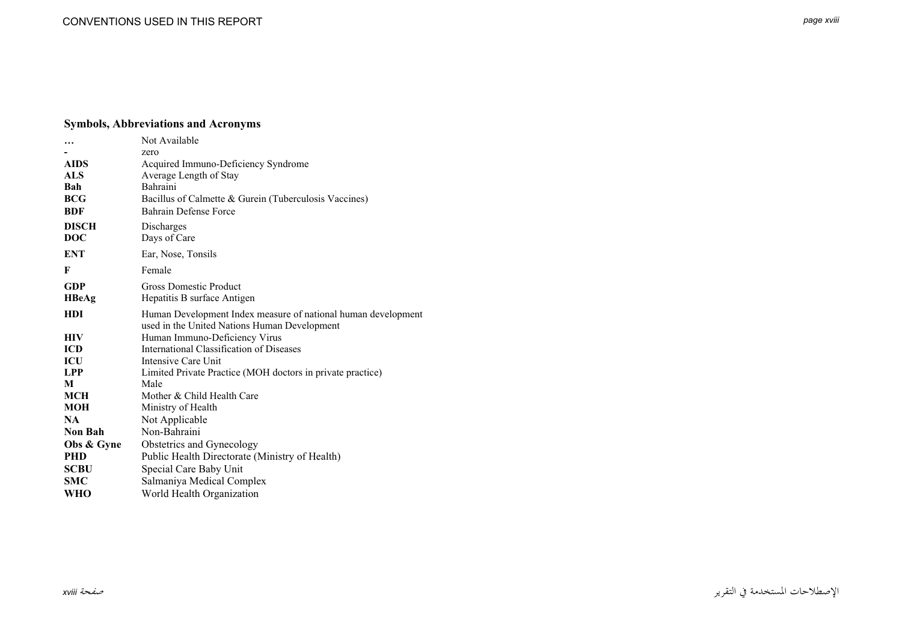## Symbols, Abbreviations and Acronyms

| | |
|---|---|
| **…** | Not Available |
| **-** | zero |
| **AIDS** | Acquired Immuno-Deficiency Syndrome |
| **ALS** | Average Length of Stay |
| **Bah** | Bahraini |
| **BCG** | Bacillus of Calmette & Gurein (Tuberculosis Vaccines) |
| **BDF** | Bahrain Defense Force |
| **DISCH** | Discharges |
| **DOC** | Days of Care |
| **ENT** | Ear, Nose, Tonsils |
| **F** | Female |
| **GDP** | Gross Domestic Product |
| **HBeAg** | Hepatitis B surface Antigen |
| **HDI** | Human Development Index measure of national human development used in the United Nations Human Development |
| **HIV** | Human Immuno-Deficiency Virus |
| **ICD** | International Classification of Diseases |
| **ICU** | Intensive Care Unit |
| **LPP** | Limited Private Practice (MOH doctors in private practice) |
| **M** | Male |
| **MCH** | Mother & Child Health Care |
| **MOH** | Ministry of Health |
| **NA** | Not Applicable |
| **Non Bah** | Non-Bahraini |
| **Obs & Gyne** | Obstetrics and Gynecology |
| **PHD** | Public Health Directorate (Ministry of Health) |
| **SCBU** | Special Care Baby Unit |
| **SMC** | Salmaniya Medical Complex |
| **WHO** | World Health Organization |